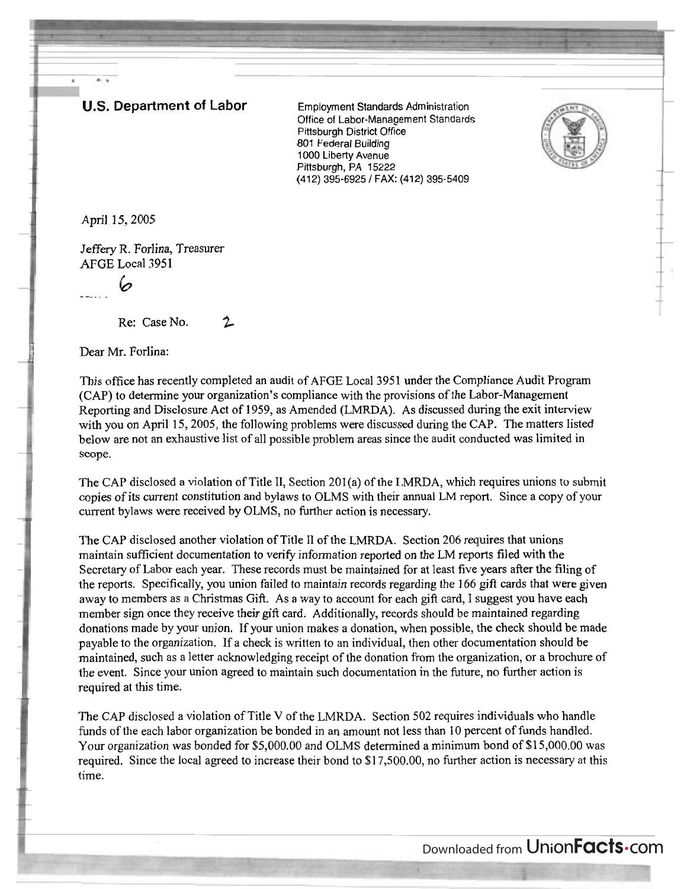**U.S. Department of Labor**

Employment Standards Administration
Office of Labor-Management Standards
Pittsburgh District Office
801 Federal Building
1000 Liberty Avenue
Pittsburgh, PA 15222
(412) 395-6925 / FAX: (412) 395-5409

April 15, 2005

Jeffery R. Forlina, Treasurer
AFGE Local 3951

6

Re: Case No. 2

Dear Mr. Forlina:

This office has recently completed an audit of AFGE Local 3951 under the Compliance Audit Program (CAP) to determine your organization's compliance with the provisions of the Labor-Management Reporting and Disclosure Act of 1959, as Amended (LMRDA). As discussed during the exit interview with you on April 15, 2005, the following problems were discussed during the CAP. The matters listed below are not an exhaustive list of all possible problem areas since the audit conducted was limited in scope.

The CAP disclosed a violation of Title II, Section 201(a) of the LMRDA, which requires unions to submit copies of its current constitution and bylaws to OLMS with their annual LM report. Since a copy of your current bylaws were received by OLMS, no further action is necessary.

The CAP disclosed another violation of Title II of the LMRDA. Section 206 requires that unions maintain sufficient documentation to verify information reported on the LM reports filed with the Secretary of Labor each year. These records must be maintained for at least five years after the filing of the reports. Specifically, you union failed to maintain records regarding the 166 gift cards that were given away to members as a Christmas Gift. As a way to account for each gift card, I suggest you have each member sign once they receive their gift card. Additionally, records should be maintained regarding donations made by your union. If your union makes a donation, when possible, the check should be made payable to the organization. If a check is written to an individual, then other documentation should be maintained, such as a letter acknowledging receipt of the donation from the organization, or a brochure of the event. Since your union agreed to maintain such documentation in the future, no further action is required at this time.

The CAP disclosed a violation of Title V of the LMRDA. Section 502 requires individuals who handle funds of the each labor organization be bonded in an amount not less than 10 percent of funds handled. Your organization was bonded for $5,000.00 and OLMS determined a minimum bond of $15,000.00 was required. Since the local agreed to increase their bond to $17,500.00, no further action is necessary at this time.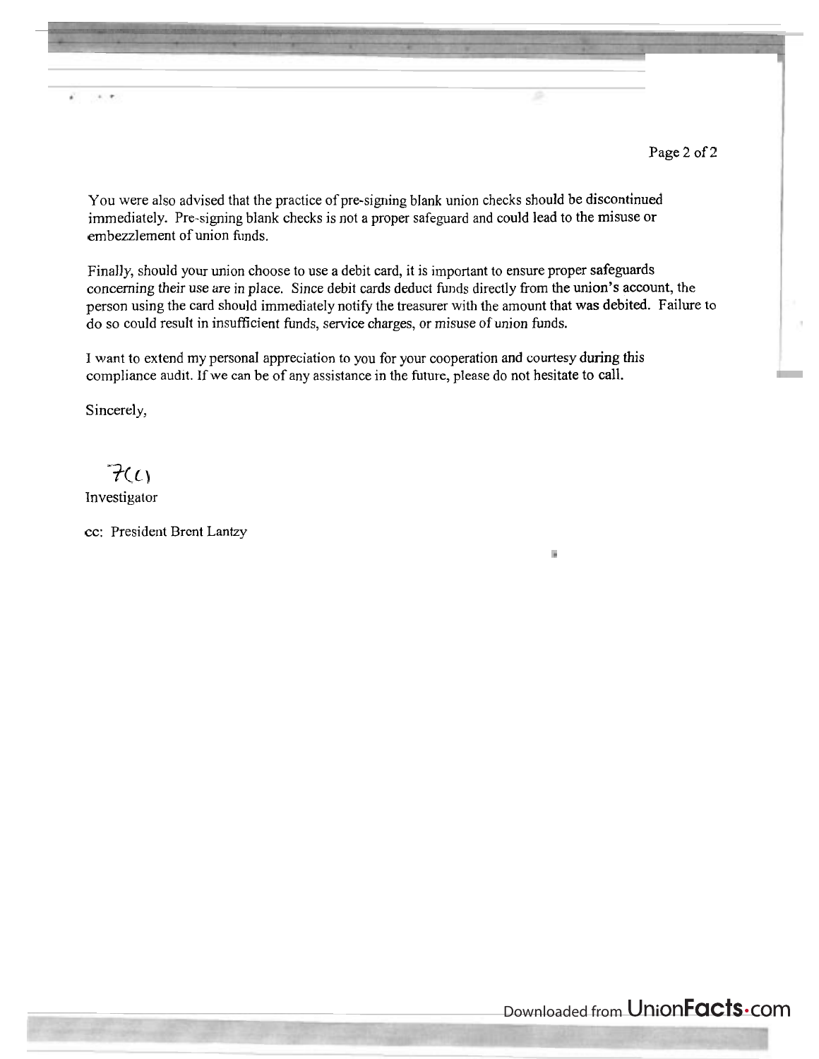You were also advised that the practice of pre-signing blank union checks should be discontinued immediately. Pre-signing blank checks is not a proper safeguard and could lead to the misuse or embezzlement of union funds.

Finally, should your union choose to use a debit card, it is important to ensure proper safeguards concerning their use are in place. Since debit cards deduct funds directly from the union's account, the person using the card should immediately notify the treasurer with the amount that was debited. Failure to do so could result in insufficient funds, service charges, or misuse of union funds.

I want to extend my personal appreciation to you for your cooperation and courtesy during this compliance audit. If we can be of any assistance in the future, please do not hesitate to call.

Sincerely,

7(c)

Investigator

cc: President Brent Lantzy

Downloaded from UnionFacts.com